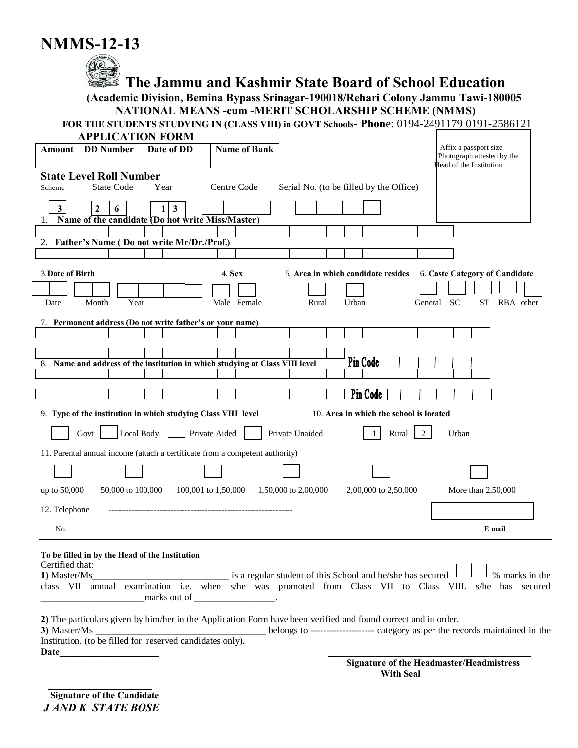# NMMS-12-13

## The Jammu and Kashmir State Board of School Education

**(Academic Division, Bemina Bypass Srinagar-190018/Rehari Colony Jammu Tawi-180005**

**NATIONAL MEANS -cum -MERIT SCHOLARSHIP SCHEME (NMMS)**

**FOR THE STUDENTS STUDYING IN (CLASS VIII) in GOVT Schools- Phone: 0194-2491179 0191-2586121**

### APPLICATION FORM

| Amount | DD Number | Date of DD | Name of Bank |
|---|---|---|---|
| | | | |

Affix a passport size Photograph attested by the Head of the Institution

**State Level Roll Number**

| Scheme | State Code | Year | Centre Code | Serial No. (to be filled by the Office) |
|---|---|---|---|---|
| 3 | 2 6 | 1 3 | | |

1. **Name of the candidate (Do not write Miss/Master)**

2. **Father's Name ( Do not write Mr/Dr./Prof.)**

3. **Date of Birth** — Date / Month / Year

4. **Sex** — Male / Female

5. **Area in which candidate resides** — Rural / Urban

6. **Caste Category of Candidate** — General / SC / ST / RBA / other

7. **Permanent address (Do not write father's or your name)**

Pin Code

8. **Name and address of the institution in which studying at Class VIII level**

Pin Code

9. **Type of the institution in which studying Class VIII level** — Govt / Local Body / Private Aided / Private Unaided

10. **Area in which the school is located** — 1 Rural / 2 Urban

11. Parental annual income (attach a certificate from a competent authority)

up to 50,000 / 50,000 to 100,000 / 100,001 to 1,50,000 / 1,50,000 to 2,00,000 / 2,00,000 to 2,50,000 / More than 2,50,000

12. Telephone No. ---------------------------------------------------------------- **E mail**

---

**To be filled in by the Head of the Institution**

Certified that:

**1)** Master/Ms_____________________________ is a regular student of this School and he/she has secured [ ] % marks in the class VII annual examination i.e. when s/he was promoted from Class VII to Class VIII. s/he has secured ______________________marks out of _________________.

**2)** The particulars given by him/her in the Application Form have been verified and found correct and in order.

**3)** Master/Ms ____________________________________ belongs to -------------------- category as per the records maintained in the Institution. (to be filled for reserved candidates only).

**Date**_____________________

_________________________________________

**Signature of the Headmaster/Headmistress With Seal**

_______________________

**Signature of the Candidate**

***J AND K STATE BOSE***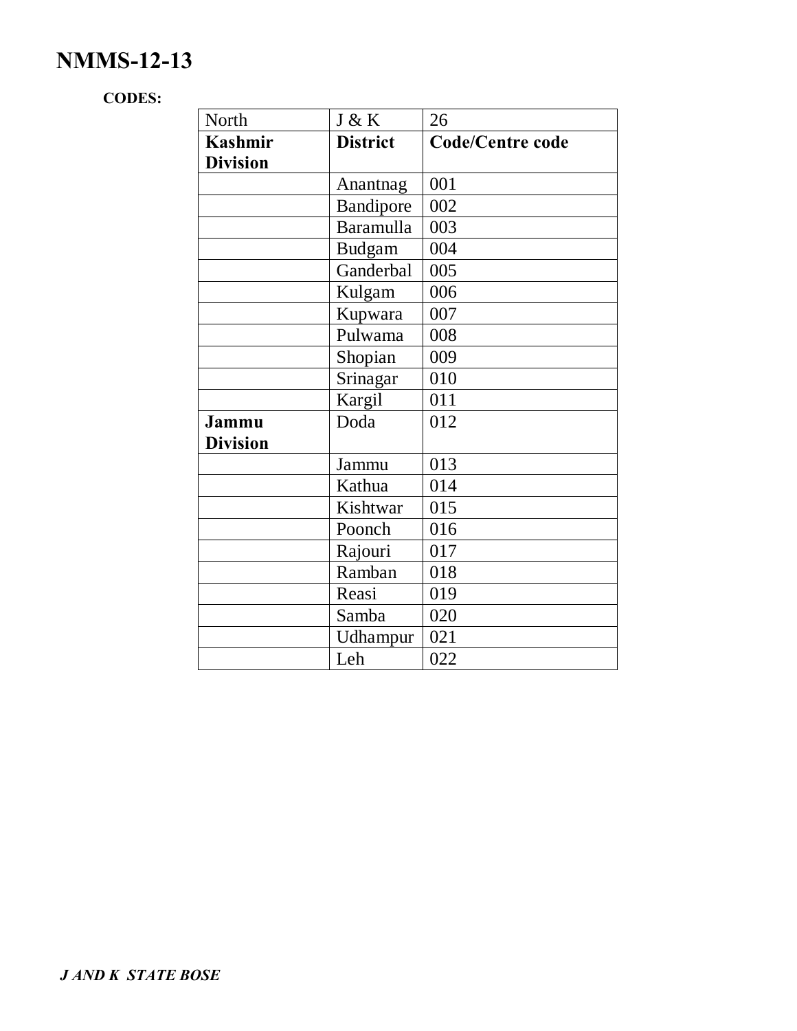# NMMS-12-13

**CODES:**

| North | J & K | 26 |
|---|---|---|
| **Kashmir Division** | **District** | **Code/Centre code** |
| | Anantnag | 001 |
| | Bandipore | 002 |
| | Baramulla | 003 |
| | Budgam | 004 |
| | Ganderbal | 005 |
| | Kulgam | 006 |
| | Kupwara | 007 |
| | Pulwama | 008 |
| | Shopian | 009 |
| | Srinagar | 010 |
| | Kargil | 011 |
| **Jammu Division** | Doda | 012 |
| | Jammu | 013 |
| | Kathua | 014 |
| | Kishtwar | 015 |
| | Poonch | 016 |
| | Rajouri | 017 |
| | Ramban | 018 |
| | Reasi | 019 |
| | Samba | 020 |
| | Udhampur | 021 |
| | Leh | 022 |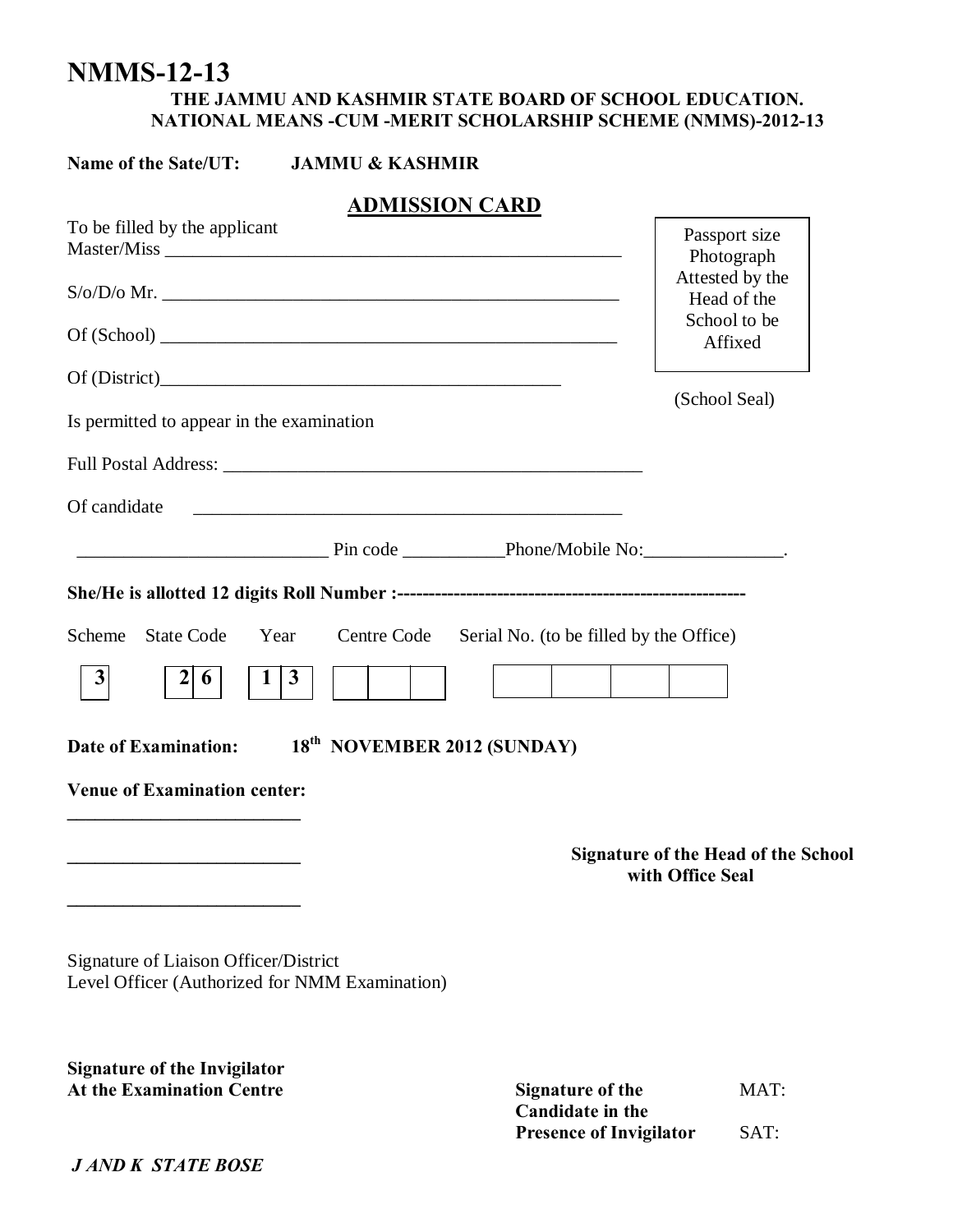# NMMS-12-13

**THE JAMMU AND KASHMIR STATE BOARD OF SCHOOL EDUCATION.**
**NATIONAL MEANS -CUM -MERIT SCHOLARSHIP SCHEME (NMMS)-2012-13**

**Name of the Sate/UT:** **JAMMU & KASHMIR**

## ADMISSION CARD

To be filled by the applicant

Master/Miss ___________________________________________________

S/o/D/o Mr. ___________________________________________________

Of (School) ___________________________________________________

Of (District)_____________________________________________

Passport size Photograph Attested by the Head of the School to be Affixed

(School Seal)

Is permitted to appear in the examination

Full Postal Address: ______________________________________________

Of candidate ______________________________________________

___________________________ Pin code ___________Phone/Mobile No:_______________.

**She/He is allotted 12 digits Roll Number :-------------------------------------------------------**

| Scheme | State Code | | Year | | Centre Code | | | Serial No. (to be filled by the Office) | | | |
|---|---|---|---|---|---|---|---|---|---|---|---|
| **3** | **2** | **6** | **1** | **3** | | | | | | | |

**Date of Examination:** **18th NOVEMBER 2012 (SUNDAY)**

**Venue of Examination center:**

_________________________

_________________________

_________________________

**Signature of the Head of the School with Office Seal**

Signature of Liaison Officer/District Level Officer (Authorized for NMM Examination)

**Signature of the Invigilator At the Examination Centre**

**Signature of the Candidate in the Presence of Invigilator**

MAT:

SAT:

***J AND K STATE BOSE***